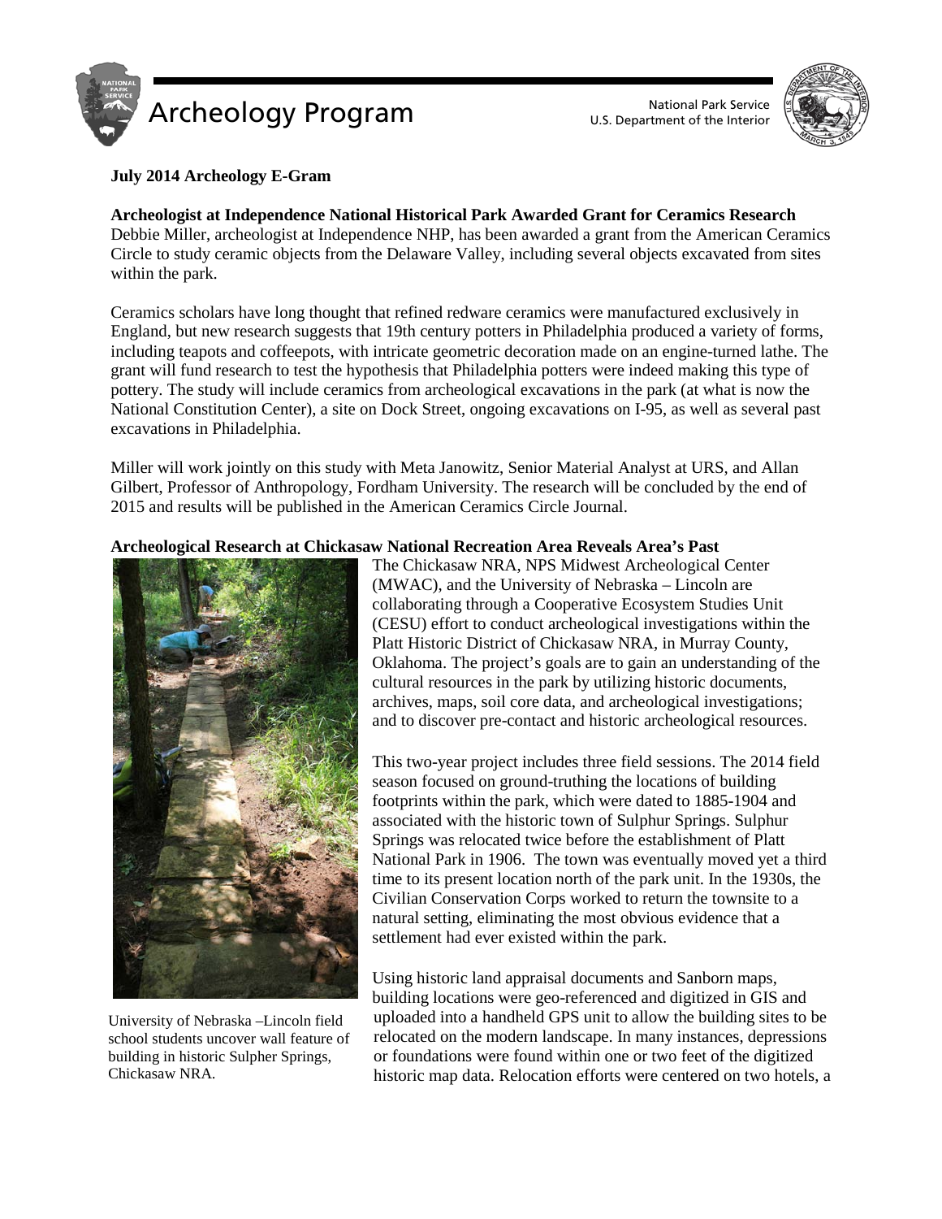# Archeology Program

National Park Service
U.S. Department of the Interior

**July 2014 Archeology E-Gram**

**Archeologist at Independence National Historical Park Awarded Grant for Ceramics Research**

Debbie Miller, archeologist at Independence NHP, has been awarded a grant from the American Ceramics Circle to study ceramic objects from the Delaware Valley, including several objects excavated from sites within the park.

Ceramics scholars have long thought that refined redware ceramics were manufactured exclusively in England, but new research suggests that 19th century potters in Philadelphia produced a variety of forms, including teapots and coffeepots, with intricate geometric decoration made on an engine-turned lathe. The grant will fund research to test the hypothesis that Philadelphia potters were indeed making this type of pottery. The study will include ceramics from archeological excavations in the park (at what is now the National Constitution Center), a site on Dock Street, ongoing excavations on I-95, as well as several past excavations in Philadelphia.

Miller will work jointly on this study with Meta Janowitz, Senior Material Analyst at URS, and Allan Gilbert, Professor of Anthropology, Fordham University. The research will be concluded by the end of 2015 and results will be published in the American Ceramics Circle Journal.

**Archeological Research at Chickasaw National Recreation Area Reveals Area's Past**

University of Nebraska –Lincoln field school students uncover wall feature of building in historic Sulpher Springs, Chickasaw NRA.

The Chickasaw NRA, NPS Midwest Archeological Center (MWAC), and the University of Nebraska – Lincoln are collaborating through a Cooperative Ecosystem Studies Unit (CESU) effort to conduct archeological investigations within the Platt Historic District of Chickasaw NRA, in Murray County, Oklahoma. The project's goals are to gain an understanding of the cultural resources in the park by utilizing historic documents, archives, maps, soil core data, and archeological investigations; and to discover pre-contact and historic archeological resources.

This two-year project includes three field sessions. The 2014 field season focused on ground-truthing the locations of building footprints within the park, which were dated to 1885-1904 and associated with the historic town of Sulphur Springs. Sulphur Springs was relocated twice before the establishment of Platt National Park in 1906. The town was eventually moved yet a third time to its present location north of the park unit. In the 1930s, the Civilian Conservation Corps worked to return the townsite to a natural setting, eliminating the most obvious evidence that a settlement had ever existed within the park.

Using historic land appraisal documents and Sanborn maps, building locations were geo-referenced and digitized in GIS and uploaded into a handheld GPS unit to allow the building sites to be relocated on the modern landscape. In many instances, depressions or foundations were found within one or two feet of the digitized historic map data. Relocation efforts were centered on two hotels, a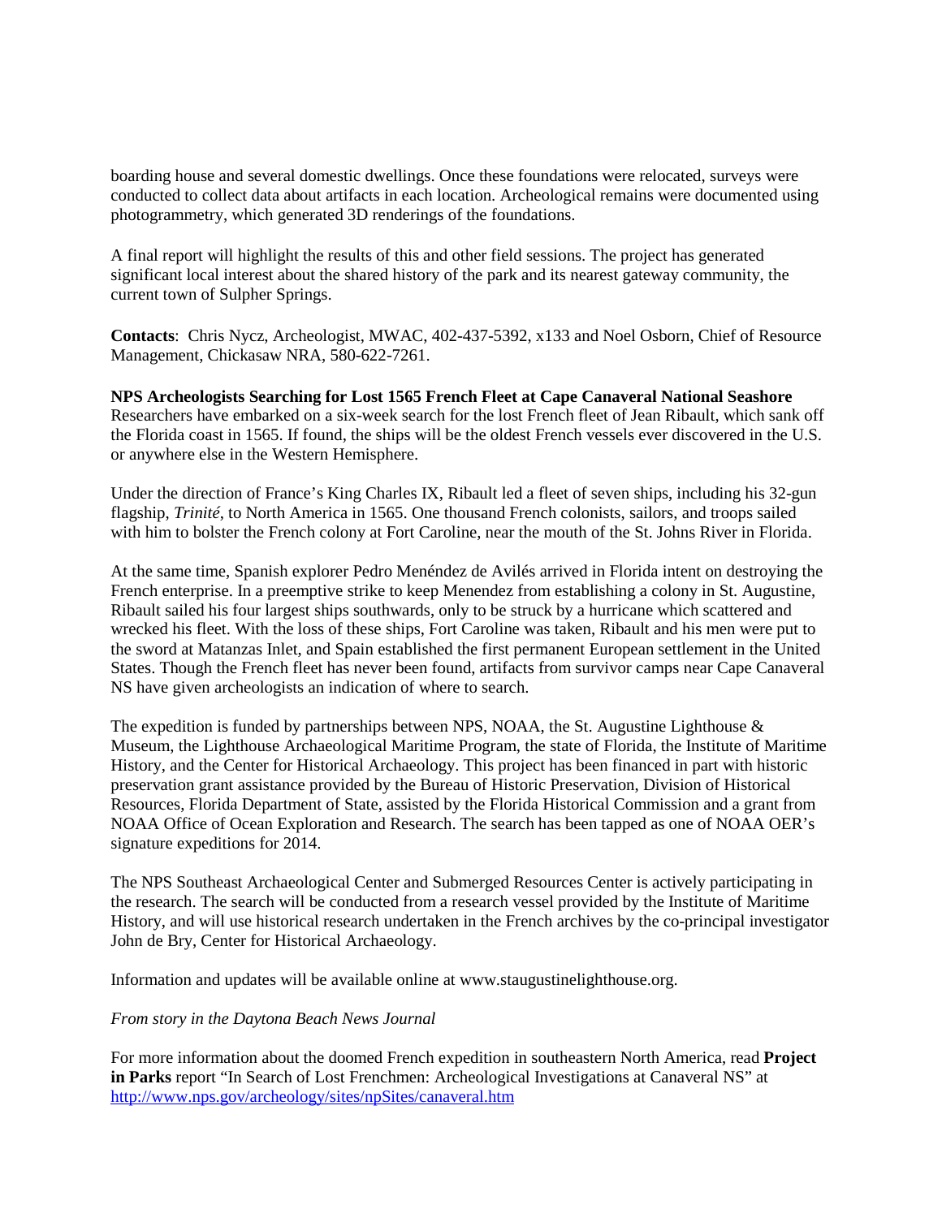boarding house and several domestic dwellings. Once these foundations were relocated, surveys were conducted to collect data about artifacts in each location. Archeological remains were documented using photogrammetry, which generated 3D renderings of the foundations.

A final report will highlight the results of this and other field sessions. The project has generated significant local interest about the shared history of the park and its nearest gateway community, the current town of Sulpher Springs.

**Contacts**: Chris Nycz, Archeologist, MWAC, 402-437-5392, x133 and Noel Osborn, Chief of Resource Management, Chickasaw NRA, 580-622-7261.

**NPS Archeologists Searching for Lost 1565 French Fleet at Cape Canaveral National Seashore**
Researchers have embarked on a six-week search for the lost French fleet of Jean Ribault, which sank off the Florida coast in 1565. If found, the ships will be the oldest French vessels ever discovered in the U.S. or anywhere else in the Western Hemisphere.

Under the direction of France's King Charles IX, Ribault led a fleet of seven ships, including his 32-gun flagship, *Trinité*, to North America in 1565. One thousand French colonists, sailors, and troops sailed with him to bolster the French colony at Fort Caroline, near the mouth of the St. Johns River in Florida.

At the same time, Spanish explorer Pedro Menéndez de Avilés arrived in Florida intent on destroying the French enterprise. In a preemptive strike to keep Menendez from establishing a colony in St. Augustine, Ribault sailed his four largest ships southwards, only to be struck by a hurricane which scattered and wrecked his fleet. With the loss of these ships, Fort Caroline was taken, Ribault and his men were put to the sword at Matanzas Inlet, and Spain established the first permanent European settlement in the United States. Though the French fleet has never been found, artifacts from survivor camps near Cape Canaveral NS have given archeologists an indication of where to search.

The expedition is funded by partnerships between NPS, NOAA, the St. Augustine Lighthouse & Museum, the Lighthouse Archaeological Maritime Program, the state of Florida, the Institute of Maritime History, and the Center for Historical Archaeology. This project has been financed in part with historic preservation grant assistance provided by the Bureau of Historic Preservation, Division of Historical Resources, Florida Department of State, assisted by the Florida Historical Commission and a grant from NOAA Office of Ocean Exploration and Research. The search has been tapped as one of NOAA OER's signature expeditions for 2014.

The NPS Southeast Archaeological Center and Submerged Resources Center is actively participating in the research. The search will be conducted from a research vessel provided by the Institute of Maritime History, and will use historical research undertaken in the French archives by the co-principal investigator John de Bry, Center for Historical Archaeology.

Information and updates will be available online at www.staugustinelighthouse.org.

*From story in the Daytona Beach News Journal*

For more information about the doomed French expedition in southeastern North America, read **Project in Parks** report "In Search of Lost Frenchmen: Archeological Investigations at Canaveral NS" at http://www.nps.gov/archeology/sites/npSites/canaveral.htm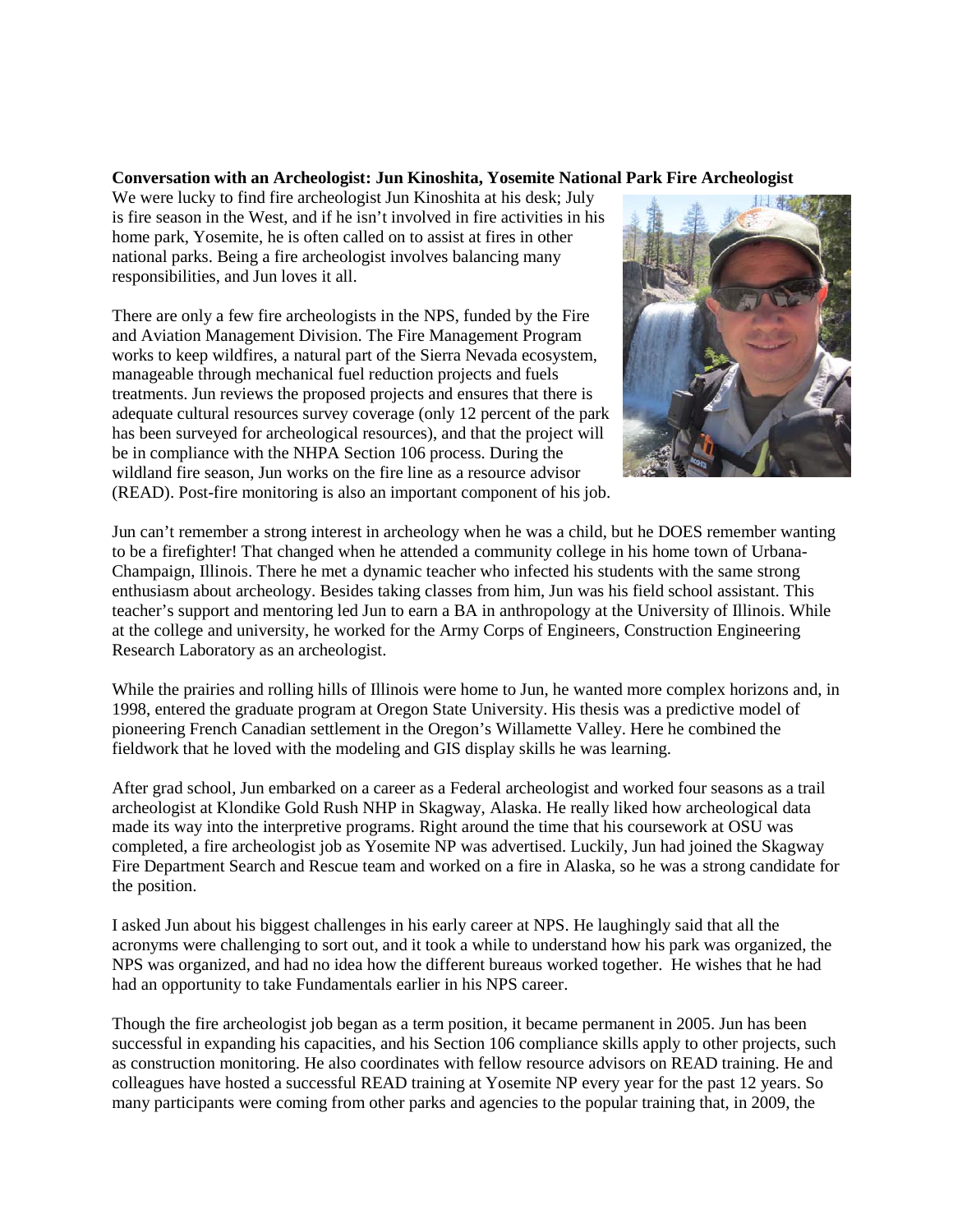**Conversation with an Archeologist: Jun Kinoshita, Yosemite National Park Fire Archeologist**

We were lucky to find fire archeologist Jun Kinoshita at his desk; July is fire season in the West, and if he isn't involved in fire activities in his home park, Yosemite, he is often called on to assist at fires in other national parks. Being a fire archeologist involves balancing many responsibilities, and Jun loves it all.

There are only a few fire archeologists in the NPS, funded by the Fire and Aviation Management Division. The Fire Management Program works to keep wildfires, a natural part of the Sierra Nevada ecosystem, manageable through mechanical fuel reduction projects and fuels treatments. Jun reviews the proposed projects and ensures that there is adequate cultural resources survey coverage (only 12 percent of the park has been surveyed for archeological resources), and that the project will be in compliance with the NHPA Section 106 process. During the wildland fire season, Jun works on the fire line as a resource advisor (READ). Post-fire monitoring is also an important component of his job.

Jun can't remember a strong interest in archeology when he was a child, but he DOES remember wanting to be a firefighter! That changed when he attended a community college in his home town of Urbana-Champaign, Illinois. There he met a dynamic teacher who infected his students with the same strong enthusiasm about archeology. Besides taking classes from him, Jun was his field school assistant. This teacher's support and mentoring led Jun to earn a BA in anthropology at the University of Illinois. While at the college and university, he worked for the Army Corps of Engineers, Construction Engineering Research Laboratory as an archeologist.

While the prairies and rolling hills of Illinois were home to Jun, he wanted more complex horizons and, in 1998, entered the graduate program at Oregon State University. His thesis was a predictive model of pioneering French Canadian settlement in the Oregon's Willamette Valley. Here he combined the fieldwork that he loved with the modeling and GIS display skills he was learning.

After grad school, Jun embarked on a career as a Federal archeologist and worked four seasons as a trail archeologist at Klondike Gold Rush NHP in Skagway, Alaska. He really liked how archeological data made its way into the interpretive programs. Right around the time that his coursework at OSU was completed, a fire archeologist job as Yosemite NP was advertised. Luckily, Jun had joined the Skagway Fire Department Search and Rescue team and worked on a fire in Alaska, so he was a strong candidate for the position.

I asked Jun about his biggest challenges in his early career at NPS. He laughingly said that all the acronyms were challenging to sort out, and it took a while to understand how his park was organized, the NPS was organized, and had no idea how the different bureaus worked together. He wishes that he had had an opportunity to take Fundamentals earlier in his NPS career.

Though the fire archeologist job began as a term position, it became permanent in 2005. Jun has been successful in expanding his capacities, and his Section 106 compliance skills apply to other projects, such as construction monitoring. He also coordinates with fellow resource advisors on READ training. He and colleagues have hosted a successful READ training at Yosemite NP every year for the past 12 years. So many participants were coming from other parks and agencies to the popular training that, in 2009, the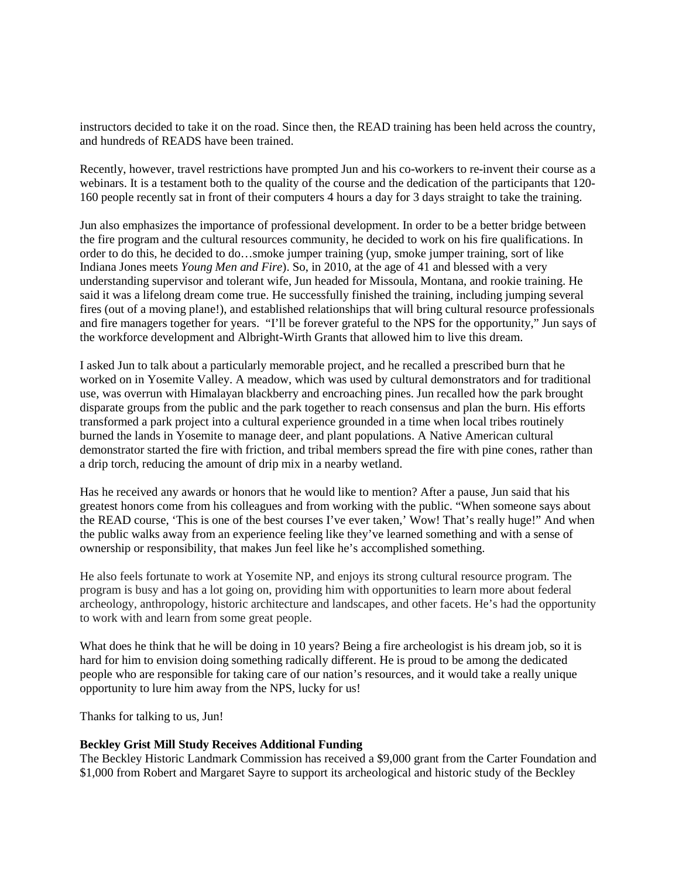instructors decided to take it on the road. Since then, the READ training has been held across the country, and hundreds of READS have been trained.

Recently, however, travel restrictions have prompted Jun and his co-workers to re-invent their course as a webinars. It is a testament both to the quality of the course and the dedication of the participants that 120-160 people recently sat in front of their computers 4 hours a day for 3 days straight to take the training.

Jun also emphasizes the importance of professional development. In order to be a better bridge between the fire program and the cultural resources community, he decided to work on his fire qualifications. In order to do this, he decided to do…smoke jumper training (yup, smoke jumper training, sort of like Indiana Jones meets *Young Men and Fire*). So, in 2010, at the age of 41 and blessed with a very understanding supervisor and tolerant wife, Jun headed for Missoula, Montana, and rookie training. He said it was a lifelong dream come true. He successfully finished the training, including jumping several fires (out of a moving plane!), and established relationships that will bring cultural resource professionals and fire managers together for years. "I'll be forever grateful to the NPS for the opportunity," Jun says of the workforce development and Albright-Wirth Grants that allowed him to live this dream.

I asked Jun to talk about a particularly memorable project, and he recalled a prescribed burn that he worked on in Yosemite Valley. A meadow, which was used by cultural demonstrators and for traditional use, was overrun with Himalayan blackberry and encroaching pines. Jun recalled how the park brought disparate groups from the public and the park together to reach consensus and plan the burn. His efforts transformed a park project into a cultural experience grounded in a time when local tribes routinely burned the lands in Yosemite to manage deer, and plant populations. A Native American cultural demonstrator started the fire with friction, and tribal members spread the fire with pine cones, rather than a drip torch, reducing the amount of drip mix in a nearby wetland.

Has he received any awards or honors that he would like to mention? After a pause, Jun said that his greatest honors come from his colleagues and from working with the public. "When someone says about the READ course, 'This is one of the best courses I've ever taken,' Wow! That's really huge!" And when the public walks away from an experience feeling like they've learned something and with a sense of ownership or responsibility, that makes Jun feel like he's accomplished something.

He also feels fortunate to work at Yosemite NP, and enjoys its strong cultural resource program. The program is busy and has a lot going on, providing him with opportunities to learn more about federal archeology, anthropology, historic architecture and landscapes, and other facets. He's had the opportunity to work with and learn from some great people.

What does he think that he will be doing in 10 years? Being a fire archeologist is his dream job, so it is hard for him to envision doing something radically different. He is proud to be among the dedicated people who are responsible for taking care of our nation's resources, and it would take a really unique opportunity to lure him away from the NPS, lucky for us!

Thanks for talking to us, Jun!

**Beckley Grist Mill Study Receives Additional Funding**

The Beckley Historic Landmark Commission has received a $9,000 grant from the Carter Foundation and $1,000 from Robert and Margaret Sayre to support its archeological and historic study of the Beckley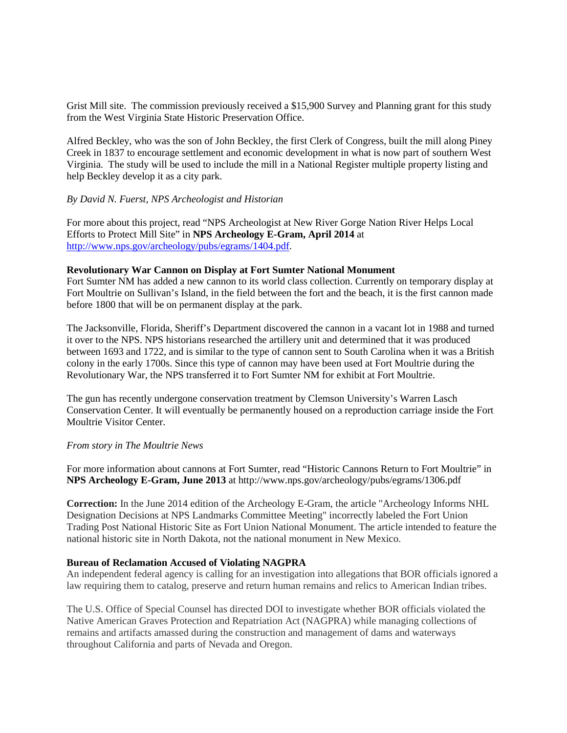Grist Mill site. The commission previously received a $15,900 Survey and Planning grant for this study from the West Virginia State Historic Preservation Office.

Alfred Beckley, who was the son of John Beckley, the first Clerk of Congress, built the mill along Piney Creek in 1837 to encourage settlement and economic development in what is now part of southern West Virginia. The study will be used to include the mill in a National Register multiple property listing and help Beckley develop it as a city park.

*By David N. Fuerst, NPS Archeologist and Historian*

For more about this project, read "NPS Archeologist at New River Gorge Nation River Helps Local Efforts to Protect Mill Site" in **NPS Archeology E-Gram, April 2014** at http://www.nps.gov/archeology/pubs/egrams/1404.pdf.

**Revolutionary War Cannon on Display at Fort Sumter National Monument**

Fort Sumter NM has added a new cannon to its world class collection. Currently on temporary display at Fort Moultrie on Sullivan's Island, in the field between the fort and the beach, it is the first cannon made before 1800 that will be on permanent display at the park.

The Jacksonville, Florida, Sheriff's Department discovered the cannon in a vacant lot in 1988 and turned it over to the NPS. NPS historians researched the artillery unit and determined that it was produced between 1693 and 1722, and is similar to the type of cannon sent to South Carolina when it was a British colony in the early 1700s. Since this type of cannon may have been used at Fort Moultrie during the Revolutionary War, the NPS transferred it to Fort Sumter NM for exhibit at Fort Moultrie.

The gun has recently undergone conservation treatment by Clemson University's Warren Lasch Conservation Center. It will eventually be permanently housed on a reproduction carriage inside the Fort Moultrie Visitor Center.

*From story in The Moultrie News*

For more information about cannons at Fort Sumter, read "Historic Cannons Return to Fort Moultrie" in **NPS Archeology E-Gram, June 2013** at http://www.nps.gov/archeology/pubs/egrams/1306.pdf

**Correction:** In the June 2014 edition of the Archeology E-Gram, the article "Archeology Informs NHL Designation Decisions at NPS Landmarks Committee Meeting" incorrectly labeled the Fort Union Trading Post National Historic Site as Fort Union National Monument. The article intended to feature the national historic site in North Dakota, not the national monument in New Mexico.

**Bureau of Reclamation Accused of Violating NAGPRA**

An independent federal agency is calling for an investigation into allegations that BOR officials ignored a law requiring them to catalog, preserve and return human remains and relics to American Indian tribes.

The U.S. Office of Special Counsel has directed DOI to investigate whether BOR officials violated the Native American Graves Protection and Repatriation Act (NAGPRA) while managing collections of remains and artifacts amassed during the construction and management of dams and waterways throughout California and parts of Nevada and Oregon.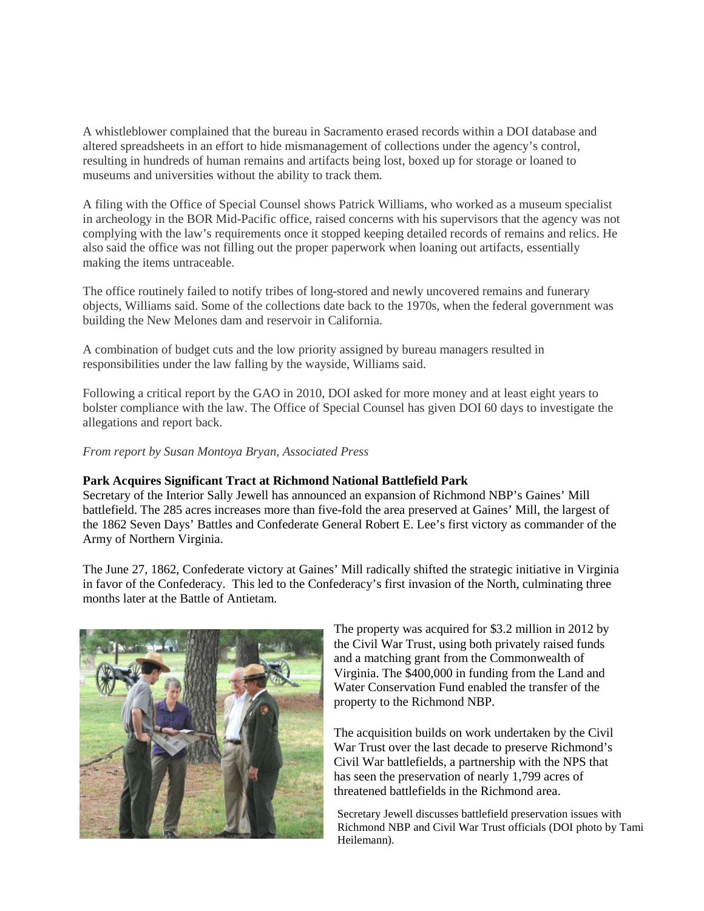A whistleblower complained that the bureau in Sacramento erased records within a DOI database and altered spreadsheets in an effort to hide mismanagement of collections under the agency's control, resulting in hundreds of human remains and artifacts being lost, boxed up for storage or loaned to museums and universities without the ability to track them.

A filing with the Office of Special Counsel shows Patrick Williams, who worked as a museum specialist in archeology in the BOR Mid-Pacific office, raised concerns with his supervisors that the agency was not complying with the law's requirements once it stopped keeping detailed records of remains and relics. He also said the office was not filling out the proper paperwork when loaning out artifacts, essentially making the items untraceable.

The office routinely failed to notify tribes of long-stored and newly uncovered remains and funerary objects, Williams said. Some of the collections date back to the 1970s, when the federal government was building the New Melones dam and reservoir in California.

A combination of budget cuts and the low priority assigned by bureau managers resulted in responsibilities under the law falling by the wayside, Williams said.

Following a critical report by the GAO in 2010, DOI asked for more money and at least eight years to bolster compliance with the law. The Office of Special Counsel has given DOI 60 days to investigate the allegations and report back.

*From report by Susan Montoya Bryan, Associated Press*

**Park Acquires Significant Tract at Richmond National Battlefield Park**

Secretary of the Interior Sally Jewell has announced an expansion of Richmond NBP's Gaines' Mill battlefield. The 285 acres increases more than five-fold the area preserved at Gaines' Mill, the largest of the 1862 Seven Days' Battles and Confederate General Robert E. Lee's first victory as commander of the Army of Northern Virginia.

The June 27, 1862, Confederate victory at Gaines' Mill radically shifted the strategic initiative in Virginia in favor of the Confederacy. This led to the Confederacy's first invasion of the North, culminating three months later at the Battle of Antietam.

The property was acquired for $3.2 million in 2012 by the Civil War Trust, using both privately raised funds and a matching grant from the Commonwealth of Virginia. The $400,000 in funding from the Land and Water Conservation Fund enabled the transfer of the property to the Richmond NBP.

The acquisition builds on work undertaken by the Civil War Trust over the last decade to preserve Richmond's Civil War battlefields, a partnership with the NPS that has seen the preservation of nearly 1,799 acres of threatened battlefields in the Richmond area.

Secretary Jewell discusses battlefield preservation issues with Richmond NBP and Civil War Trust officials (DOI photo by Tami Heilemann).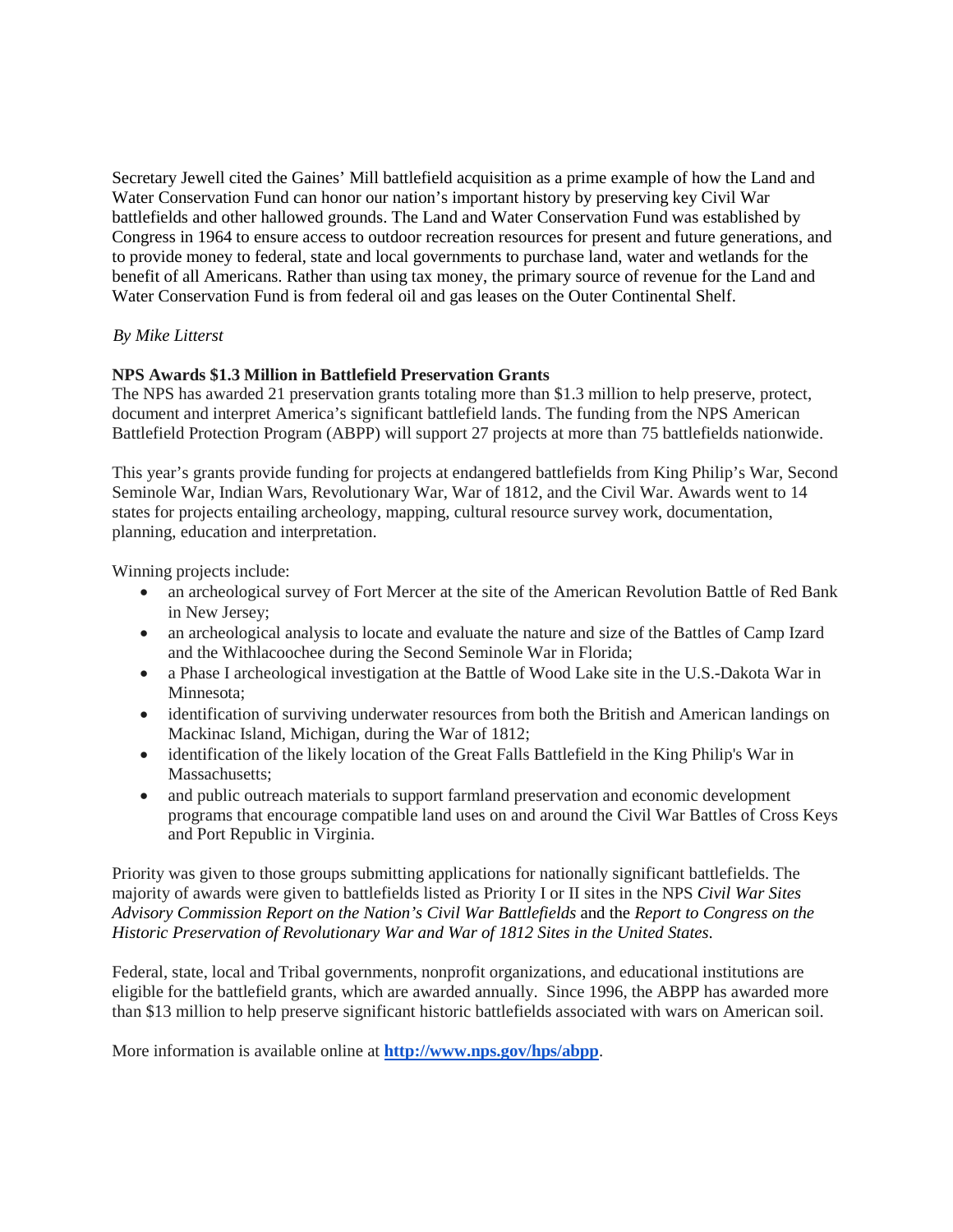Secretary Jewell cited the Gaines' Mill battlefield acquisition as a prime example of how the Land and Water Conservation Fund can honor our nation's important history by preserving key Civil War battlefields and other hallowed grounds. The Land and Water Conservation Fund was established by Congress in 1964 to ensure access to outdoor recreation resources for present and future generations, and to provide money to federal, state and local governments to purchase land, water and wetlands for the benefit of all Americans. Rather than using tax money, the primary source of revenue for the Land and Water Conservation Fund is from federal oil and gas leases on the Outer Continental Shelf.

*By Mike Litterst*

**NPS Awards $1.3 Million in Battlefield Preservation Grants**

The NPS has awarded 21 preservation grants totaling more than $1.3 million to help preserve, protect, document and interpret America's significant battlefield lands. The funding from the NPS American Battlefield Protection Program (ABPP) will support 27 projects at more than 75 battlefields nationwide.

This year's grants provide funding for projects at endangered battlefields from King Philip's War, Second Seminole War, Indian Wars, Revolutionary War, War of 1812, and the Civil War. Awards went to 14 states for projects entailing archeology, mapping, cultural resource survey work, documentation, planning, education and interpretation.

Winning projects include:

- an archeological survey of Fort Mercer at the site of the American Revolution Battle of Red Bank in New Jersey;
- an archeological analysis to locate and evaluate the nature and size of the Battles of Camp Izard and the Withlacoochee during the Second Seminole War in Florida;
- a Phase I archeological investigation at the Battle of Wood Lake site in the U.S.-Dakota War in Minnesota;
- identification of surviving underwater resources from both the British and American landings on Mackinac Island, Michigan, during the War of 1812;
- identification of the likely location of the Great Falls Battlefield in the King Philip's War in Massachusetts;
- and public outreach materials to support farmland preservation and economic development programs that encourage compatible land uses on and around the Civil War Battles of Cross Keys and Port Republic in Virginia.

Priority was given to those groups submitting applications for nationally significant battlefields. The majority of awards were given to battlefields listed as Priority I or II sites in the NPS *Civil War Sites Advisory Commission Report on the Nation's Civil War Battlefields* and the *Report to Congress on the Historic Preservation of Revolutionary War and War of 1812 Sites in the United States*.

Federal, state, local and Tribal governments, nonprofit organizations, and educational institutions are eligible for the battlefield grants, which are awarded annually. Since 1996, the ABPP has awarded more than $13 million to help preserve significant historic battlefields associated with wars on American soil.

More information is available online at **[http://www.nps.gov/hps/abpp](http://www.nps.gov/hps/abpp)**.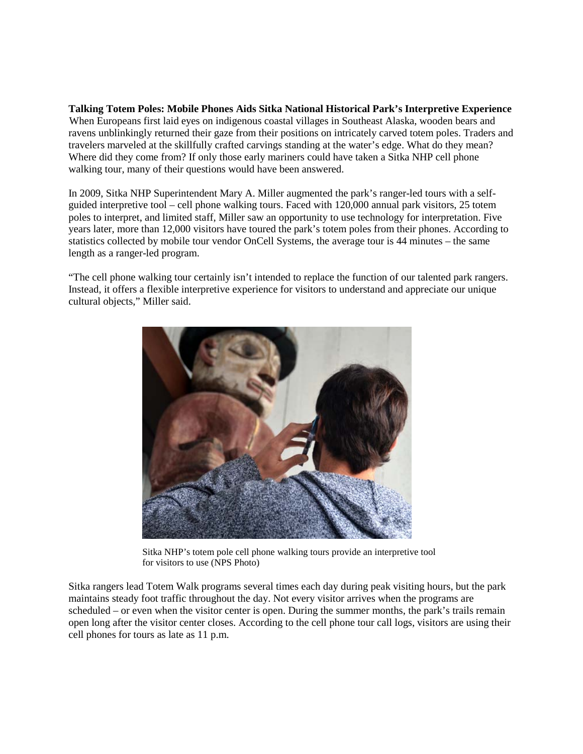**Talking Totem Poles: Mobile Phones Aids Sitka National Historical Park's Interpretive Experience**

When Europeans first laid eyes on indigenous coastal villages in Southeast Alaska, wooden bears and ravens unblinkingly returned their gaze from their positions on intricately carved totem poles. Traders and travelers marveled at the skillfully crafted carvings standing at the water's edge. What do they mean? Where did they come from? If only those early mariners could have taken a Sitka NHP cell phone walking tour, many of their questions would have been answered.

In 2009, Sitka NHP Superintendent Mary A. Miller augmented the park's ranger-led tours with a self-guided interpretive tool – cell phone walking tours. Faced with 120,000 annual park visitors, 25 totem poles to interpret, and limited staff, Miller saw an opportunity to use technology for interpretation. Five years later, more than 12,000 visitors have toured the park's totem poles from their phones. According to statistics collected by mobile tour vendor OnCell Systems, the average tour is 44 minutes – the same length as a ranger-led program.

"The cell phone walking tour certainly isn't intended to replace the function of our talented park rangers. Instead, it offers a flexible interpretive experience for visitors to understand and appreciate our unique cultural objects," Miller said.

Sitka NHP's totem pole cell phone walking tours provide an interpretive tool for visitors to use (NPS Photo)

Sitka rangers lead Totem Walk programs several times each day during peak visiting hours, but the park maintains steady foot traffic throughout the day. Not every visitor arrives when the programs are scheduled – or even when the visitor center is open. During the summer months, the park's trails remain open long after the visitor center closes. According to the cell phone tour call logs, visitors are using their cell phones for tours as late as 11 p.m.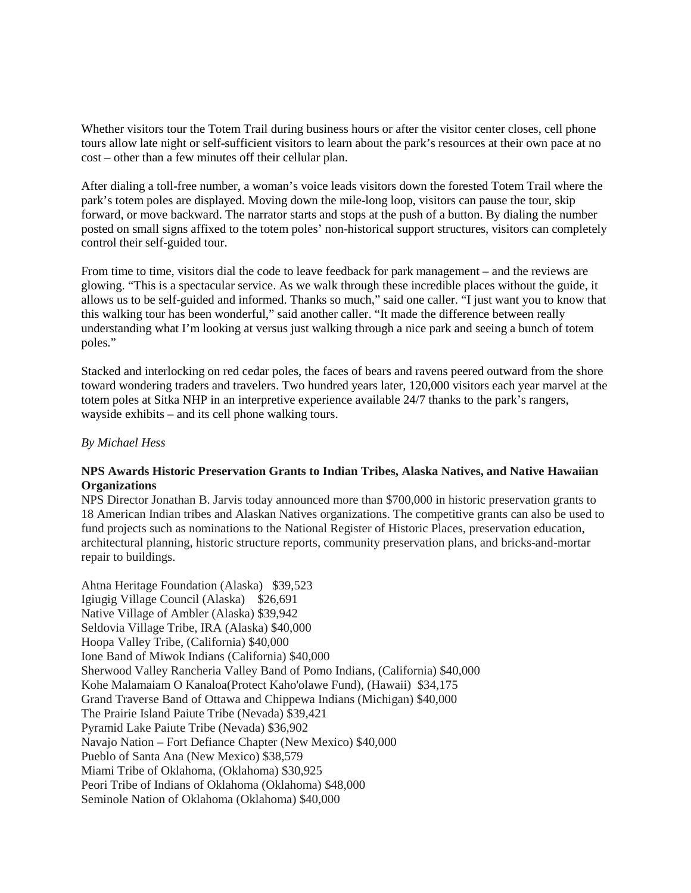Whether visitors tour the Totem Trail during business hours or after the visitor center closes, cell phone tours allow late night or self-sufficient visitors to learn about the park's resources at their own pace at no cost – other than a few minutes off their cellular plan.

After dialing a toll-free number, a woman's voice leads visitors down the forested Totem Trail where the park's totem poles are displayed. Moving down the mile-long loop, visitors can pause the tour, skip forward, or move backward. The narrator starts and stops at the push of a button. By dialing the number posted on small signs affixed to the totem poles' non-historical support structures, visitors can completely control their self-guided tour.

From time to time, visitors dial the code to leave feedback for park management – and the reviews are glowing. "This is a spectacular service. As we walk through these incredible places without the guide, it allows us to be self-guided and informed. Thanks so much," said one caller. "I just want you to know that this walking tour has been wonderful," said another caller. "It made the difference between really understanding what I'm looking at versus just walking through a nice park and seeing a bunch of totem poles."

Stacked and interlocking on red cedar poles, the faces of bears and ravens peered outward from the shore toward wondering traders and travelers. Two hundred years later, 120,000 visitors each year marvel at the totem poles at Sitka NHP in an interpretive experience available 24/7 thanks to the park's rangers, wayside exhibits – and its cell phone walking tours.

*By Michael Hess*

**NPS Awards Historic Preservation Grants to Indian Tribes, Alaska Natives, and Native Hawaiian Organizations**

NPS Director Jonathan B. Jarvis today announced more than $700,000 in historic preservation grants to 18 American Indian tribes and Alaskan Natives organizations. The competitive grants can also be used to fund projects such as nominations to the National Register of Historic Places, preservation education, architectural planning, historic structure reports, community preservation plans, and bricks-and-mortar repair to buildings.

Ahtna Heritage Foundation (Alaska) $39,523
Igiugig Village Council (Alaska) $26,691
Native Village of Ambler (Alaska) $39,942
Seldovia Village Tribe, IRA (Alaska) $40,000
Hoopa Valley Tribe, (California) $40,000
Ione Band of Miwok Indians (California) $40,000
Sherwood Valley Rancheria Valley Band of Pomo Indians, (California) $40,000
Kohe Malamaiam O Kanaloa(Protect Kaho'olawe Fund), (Hawaii) $34,175
Grand Traverse Band of Ottawa and Chippewa Indians (Michigan) $40,000
The Prairie Island Paiute Tribe (Nevada) $39,421
Pyramid Lake Paiute Tribe (Nevada) $36,902
Navajo Nation – Fort Defiance Chapter (New Mexico) $40,000
Pueblo of Santa Ana (New Mexico) $38,579
Miami Tribe of Oklahoma, (Oklahoma) $30,925
Peori Tribe of Indians of Oklahoma (Oklahoma) $48,000
Seminole Nation of Oklahoma (Oklahoma) $40,000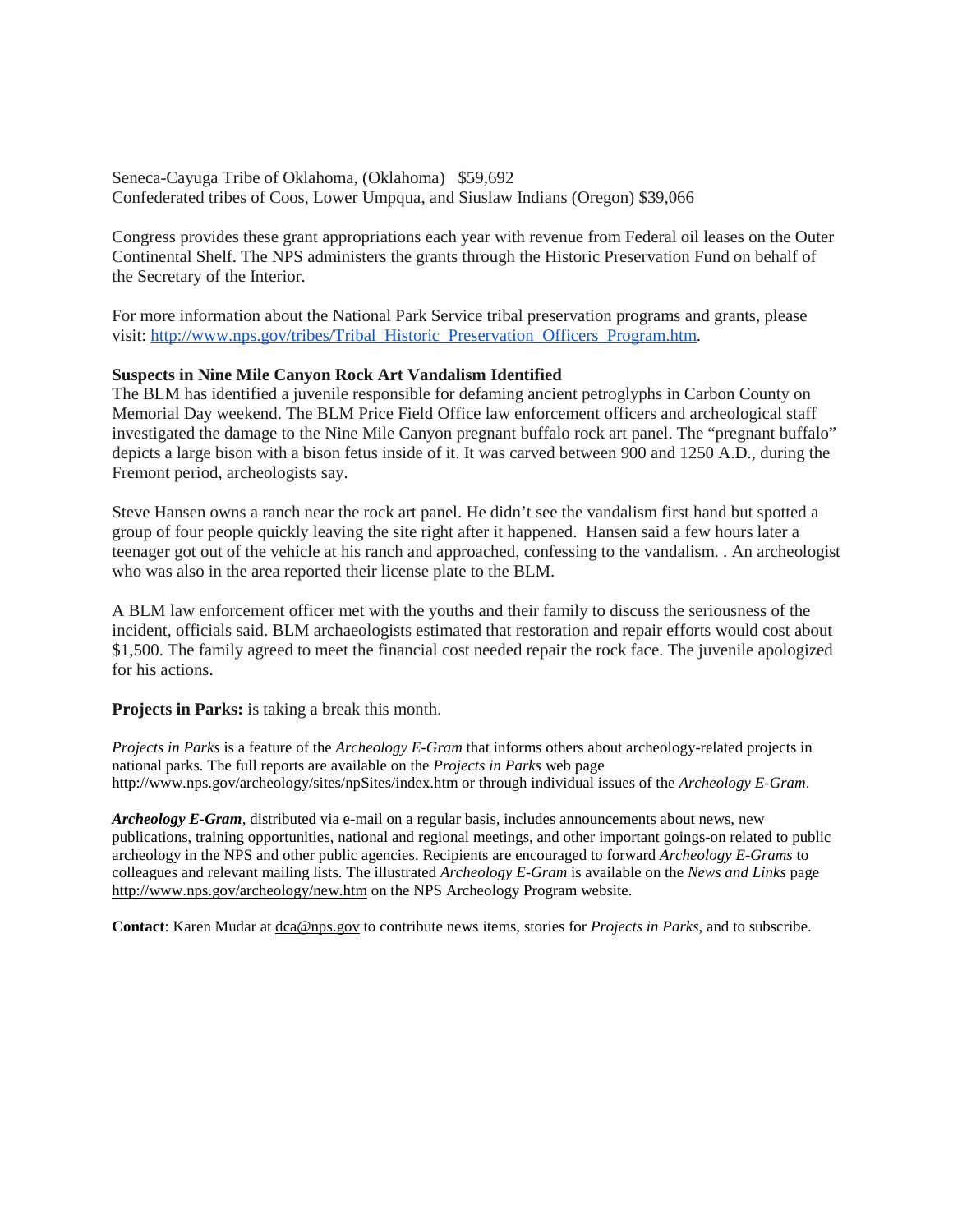Seneca-Cayuga Tribe of Oklahoma, (Oklahoma)   $59,692
Confederated tribes of Coos, Lower Umpqua, and Siuslaw Indians (Oregon) $39,066

Congress provides these grant appropriations each year with revenue from Federal oil leases on the Outer Continental Shelf. The NPS administers the grants through the Historic Preservation Fund on behalf of the Secretary of the Interior.

For more information about the National Park Service tribal preservation programs and grants, please visit: [http://www.nps.gov/tribes/Tribal_Historic_Preservation_Officers_Program.htm](http://www.nps.gov/tribes/Tribal_Historic_Preservation_Officers_Program.htm).

**Suspects in Nine Mile Canyon Rock Art Vandalism Identified**

The BLM has identified a juvenile responsible for defaming ancient petroglyphs in Carbon County on Memorial Day weekend. The BLM Price Field Office law enforcement officers and archeological staff investigated the damage to the Nine Mile Canyon pregnant buffalo rock art panel. The "pregnant buffalo" depicts a large bison with a bison fetus inside of it. It was carved between 900 and 1250 A.D., during the Fremont period, archeologists say.

Steve Hansen owns a ranch near the rock art panel. He didn't see the vandalism first hand but spotted a group of four people quickly leaving the site right after it happened.  Hansen said a few hours later a teenager got out of the vehicle at his ranch and approached, confessing to the vandalism. . An archeologist who was also in the area reported their license plate to the BLM.

A BLM law enforcement officer met with the youths and their family to discuss the seriousness of the incident, officials said. BLM archaeologists estimated that restoration and repair efforts would cost about $1,500. The family agreed to meet the financial cost needed repair the rock face. The juvenile apologized for his actions.

**Projects in Parks:** is taking a break this month.

*Projects in Parks* is a feature of the *Archeology E-Gram* that informs others about archeology-related projects in national parks. The full reports are available on the *Projects in Parks* web page http://www.nps.gov/archeology/sites/npSites/index.htm or through individual issues of the *Archeology E-Gram*.

***Archeology E-Gram***, distributed via e-mail on a regular basis, includes announcements about news, new publications, training opportunities, national and regional meetings, and other important goings-on related to public archeology in the NPS and other public agencies. Recipients are encouraged to forward *Archeology E-Grams* to colleagues and relevant mailing lists. The illustrated *Archeology E-Gram* is available on the *News and Links* page [http://www.nps.gov/archeology/new.htm](http://www.nps.gov/archeology/new.htm) on the NPS Archeology Program website.

**Contact**: Karen Mudar at [dca@nps.gov](mailto:dca@nps.gov) to contribute news items, stories for *Projects in Parks*, and to subscribe.